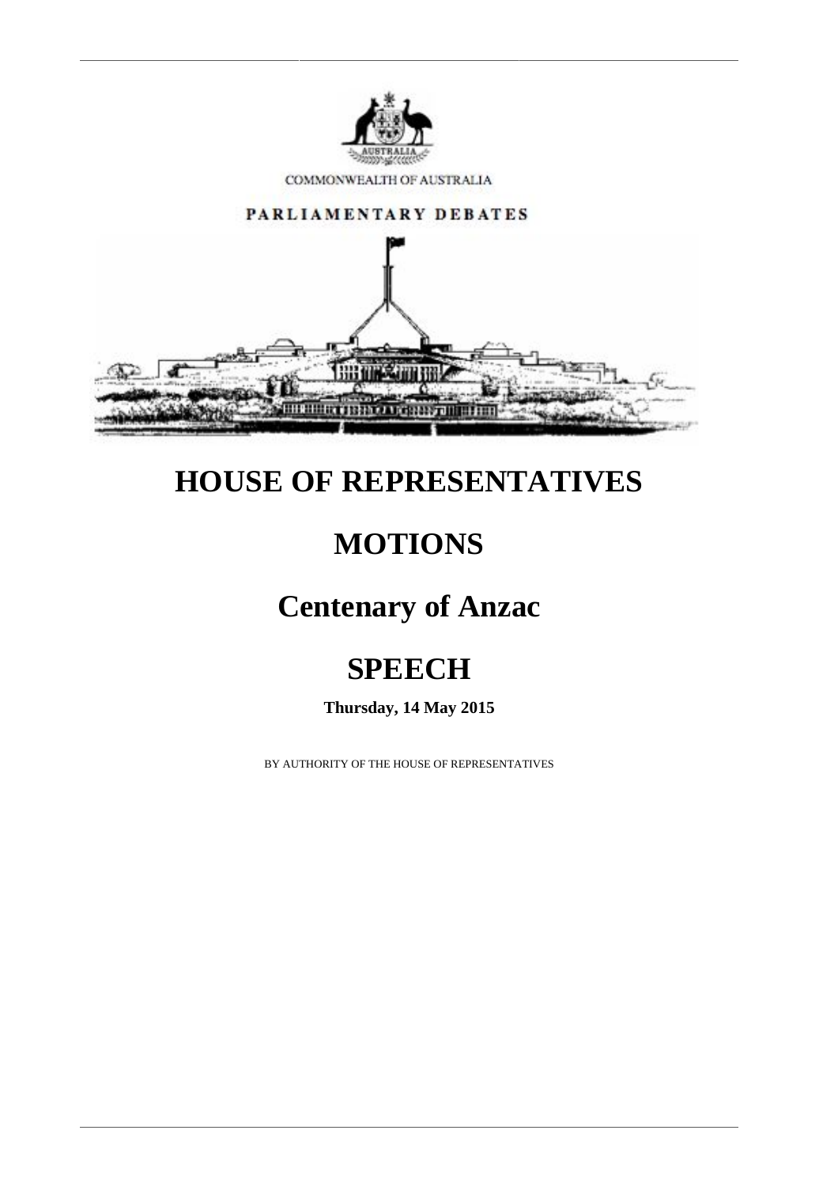COMMONWEALTH OF AUSTRALIA

PARLIAMENTARY DEBATES

# HOUSE OF REPRESENTATIVES

# MOTIONS

# Centenary of Anzac

# SPEECH

**Thursday, 14 May 2015**

BY AUTHORITY OF THE HOUSE OF REPRESENTATIVES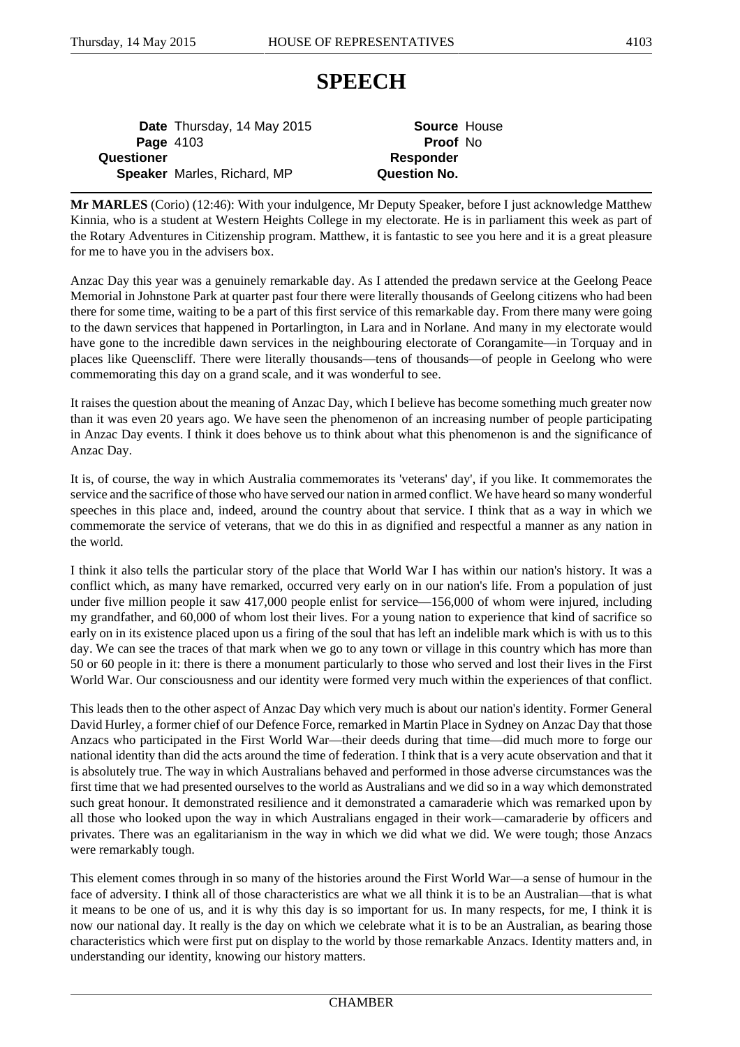# SPEECH

| | | | |
|---|---|---|---|
| **Date** | Thursday, 14 May 2015 | **Source** | House |
| **Page** | 4103 | **Proof** | No |
| **Questioner** | | **Responder** | |
| **Speaker** | Marles, Richard, MP | **Question No.** | |

**Mr MARLES** (Corio) (12:46): With your indulgence, Mr Deputy Speaker, before I just acknowledge Matthew Kinnia, who is a student at Western Heights College in my electorate. He is in parliament this week as part of the Rotary Adventures in Citizenship program. Matthew, it is fantastic to see you here and it is a great pleasure for me to have you in the advisers box.

Anzac Day this year was a genuinely remarkable day. As I attended the predawn service at the Geelong Peace Memorial in Johnstone Park at quarter past four there were literally thousands of Geelong citizens who had been there for some time, waiting to be a part of this first service of this remarkable day. From there many were going to the dawn services that happened in Portarlington, in Lara and in Norlane. And many in my electorate would have gone to the incredible dawn services in the neighbouring electorate of Corangamite—in Torquay and in places like Queenscliff. There were literally thousands—tens of thousands—of people in Geelong who were commemorating this day on a grand scale, and it was wonderful to see.

It raises the question about the meaning of Anzac Day, which I believe has become something much greater now than it was even 20 years ago. We have seen the phenomenon of an increasing number of people participating in Anzac Day events. I think it does behove us to think about what this phenomenon is and the significance of Anzac Day.

It is, of course, the way in which Australia commemorates its 'veterans' day', if you like. It commemorates the service and the sacrifice of those who have served our nation in armed conflict. We have heard so many wonderful speeches in this place and, indeed, around the country about that service. I think that as a way in which we commemorate the service of veterans, that we do this in as dignified and respectful a manner as any nation in the world.

I think it also tells the particular story of the place that World War I has within our nation's history. It was a conflict which, as many have remarked, occurred very early on in our nation's life. From a population of just under five million people it saw 417,000 people enlist for service—156,000 of whom were injured, including my grandfather, and 60,000 of whom lost their lives. For a young nation to experience that kind of sacrifice so early on in its existence placed upon us a firing of the soul that has left an indelible mark which is with us to this day. We can see the traces of that mark when we go to any town or village in this country which has more than 50 or 60 people in it: there is there a monument particularly to those who served and lost their lives in the First World War. Our consciousness and our identity were formed very much within the experiences of that conflict.

This leads then to the other aspect of Anzac Day which very much is about our nation's identity. Former General David Hurley, a former chief of our Defence Force, remarked in Martin Place in Sydney on Anzac Day that those Anzacs who participated in the First World War—their deeds during that time—did much more to forge our national identity than did the acts around the time of federation. I think that is a very acute observation and that it is absolutely true. The way in which Australians behaved and performed in those adverse circumstances was the first time that we had presented ourselves to the world as Australians and we did so in a way which demonstrated such great honour. It demonstrated resilience and it demonstrated a camaraderie which was remarked upon by all those who looked upon the way in which Australians engaged in their work—camaraderie by officers and privates. There was an egalitarianism in the way in which we did what we did. We were tough; those Anzacs were remarkably tough.

This element comes through in so many of the histories around the First World War—a sense of humour in the face of adversity. I think all of those characteristics are what we all think it is to be an Australian—that is what it means to be one of us, and it is why this day is so important for us. In many respects, for me, I think it is now our national day. It really is the day on which we celebrate what it is to be an Australian, as bearing those characteristics which were first put on display to the world by those remarkable Anzacs. Identity matters and, in understanding our identity, knowing our history matters.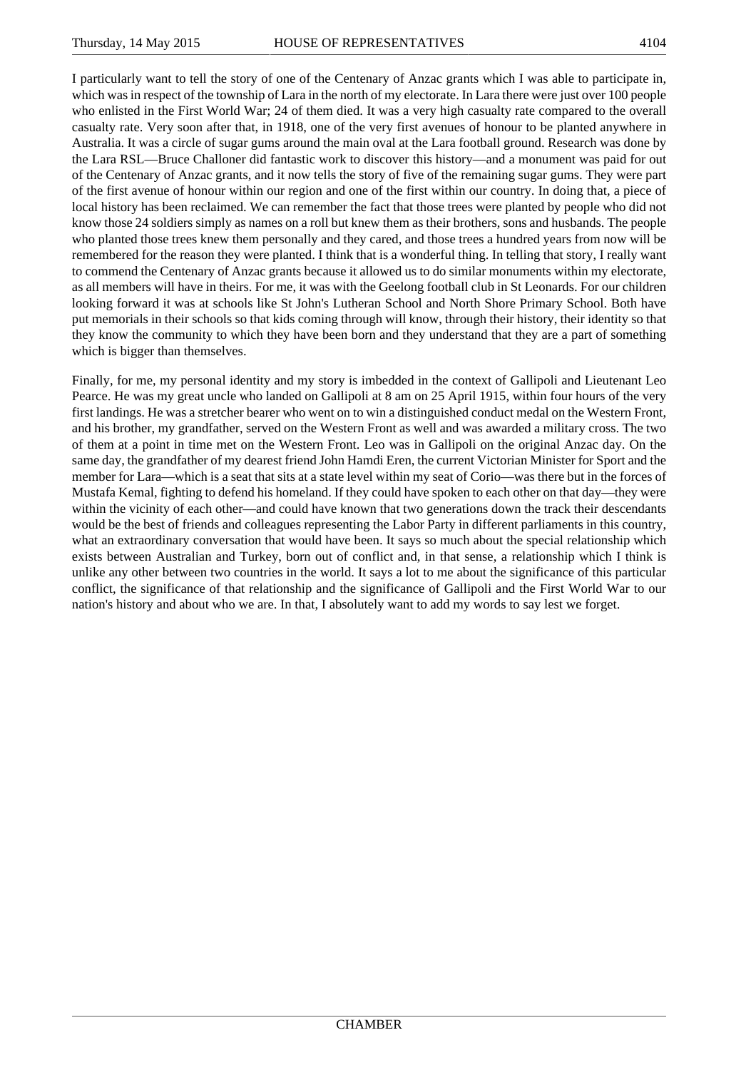I particularly want to tell the story of one of the Centenary of Anzac grants which I was able to participate in, which was in respect of the township of Lara in the north of my electorate. In Lara there were just over 100 people who enlisted in the First World War; 24 of them died. It was a very high casualty rate compared to the overall casualty rate. Very soon after that, in 1918, one of the very first avenues of honour to be planted anywhere in Australia. It was a circle of sugar gums around the main oval at the Lara football ground. Research was done by the Lara RSL—Bruce Challoner did fantastic work to discover this history—and a monument was paid for out of the Centenary of Anzac grants, and it now tells the story of five of the remaining sugar gums. They were part of the first avenue of honour within our region and one of the first within our country. In doing that, a piece of local history has been reclaimed. We can remember the fact that those trees were planted by people who did not know those 24 soldiers simply as names on a roll but knew them as their brothers, sons and husbands. The people who planted those trees knew them personally and they cared, and those trees a hundred years from now will be remembered for the reason they were planted. I think that is a wonderful thing. In telling that story, I really want to commend the Centenary of Anzac grants because it allowed us to do similar monuments within my electorate, as all members will have in theirs. For me, it was with the Geelong football club in St Leonards. For our children looking forward it was at schools like St John's Lutheran School and North Shore Primary School. Both have put memorials in their schools so that kids coming through will know, through their history, their identity so that they know the community to which they have been born and they understand that they are a part of something which is bigger than themselves.

Finally, for me, my personal identity and my story is imbedded in the context of Gallipoli and Lieutenant Leo Pearce. He was my great uncle who landed on Gallipoli at 8 am on 25 April 1915, within four hours of the very first landings. He was a stretcher bearer who went on to win a distinguished conduct medal on the Western Front, and his brother, my grandfather, served on the Western Front as well and was awarded a military cross. The two of them at a point in time met on the Western Front. Leo was in Gallipoli on the original Anzac day. On the same day, the grandfather of my dearest friend John Hamdi Eren, the current Victorian Minister for Sport and the member for Lara—which is a seat that sits at a state level within my seat of Corio—was there but in the forces of Mustafa Kemal, fighting to defend his homeland. If they could have spoken to each other on that day—they were within the vicinity of each other—and could have known that two generations down the track their descendants would be the best of friends and colleagues representing the Labor Party in different parliaments in this country, what an extraordinary conversation that would have been. It says so much about the special relationship which exists between Australian and Turkey, born out of conflict and, in that sense, a relationship which I think is unlike any other between two countries in the world. It says a lot to me about the significance of this particular conflict, the significance of that relationship and the significance of Gallipoli and the First World War to our nation's history and about who we are. In that, I absolutely want to add my words to say lest we forget.